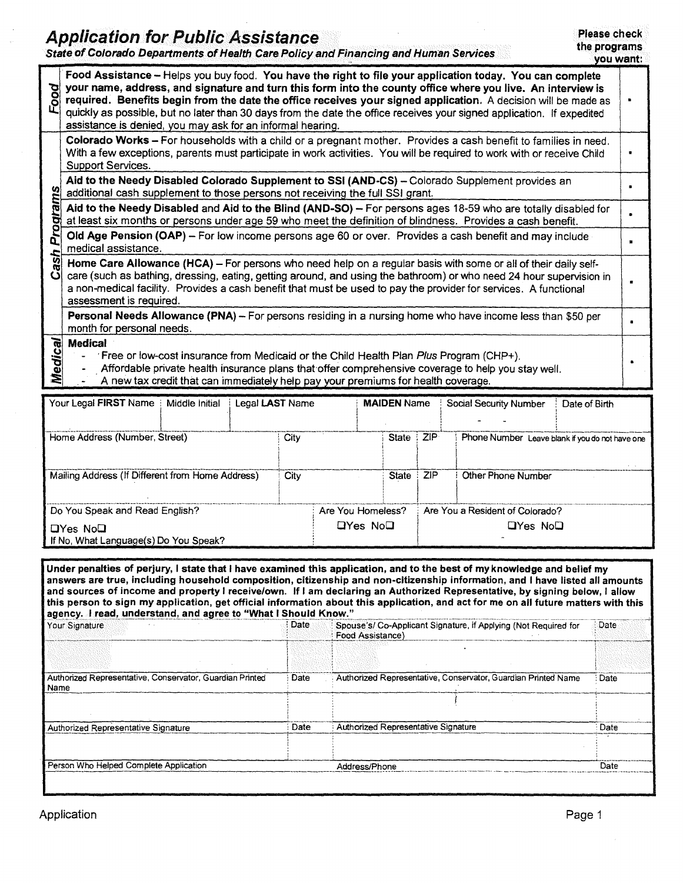# Application for Public Assistance

***State of Colorado Departments of Health Care Policy and Financing and Human Services***

**Please check the programs you want:**

| Category | Program | Check |
|---|---|---|
| *Food* | **Food Assistance** – Helps you buy food. **You have the right to file your application today. You can complete your name, address, and signature and turn this form into the county office where you live. An interview is required. Benefits begin from the date the office receives your signed application.** A decision will be made as quickly as possible, but no later than 30 days from the date the office receives your signed application. If expedited assistance is denied, you may ask for an informal hearing. | ▪ |
| *Cash Programs* | **Colorado Works** – For households with a child or a pregnant mother. Provides a cash benefit to families in need. With a few exceptions, parents must participate in work activities. You will be required to work with or receive Child Support Services. | ▪ |
| | **Aid to the Needy Disabled Colorado Supplement to SSI (AND-CS)** – Colorado Supplement provides an additional cash supplement to those persons not receiving the full SSI grant. | ▪ |
| | **Aid to the Needy Disabled** and **Aid to the Blind (AND-SO)** – For persons ages 18-59 who are totally disabled for at least six months or persons under age 59 who meet the definition of blindness. Provides a cash benefit. | ▪ |
| | **Old Age Pension (OAP)** – For low income persons age 60 or over. Provides a cash benefit and may include medical assistance. | ▪ |
| | **Home Care Allowance (HCA)** – For persons who need help on a regular basis with some or all of their daily self-care (such as bathing, dressing, eating, getting around, and using the bathroom) or who need 24 hour supervision in a non-medical facility. Provides a cash benefit that must be used to pay the provider for services. A functional assessment is required. | ▪ |
| | **Personal Needs Allowance (PNA)** – For persons residing in a nursing home who have income less than $50 per month for personal needs. | ▪ |
| *Medical* | **Medical**<br>- Free or low-cost insurance from Medicaid or the Child Health Plan *Plus* Program (CHP+).<br>- Affordable private health insurance plans that offer comprehensive coverage to help you stay well.<br>- A new tax credit that can immediately help pay your premiums for health coverage. | ▪ |

| Your Legal **FIRST** Name | Middle Initial | Legal **LAST** Name | **MAIDEN** Name | Social Security Number | Date of Birth |
|---|---|---|---|---|---|
| | | | | - - | |

| Home Address (Number, Street) | City | State | ZIP | Phone Number Leave blank if you do not have one |
|---|---|---|---|---|
| | | | | |

| Mailing Address (If Different from Home Address) | City | State | ZIP | Other Phone Number |
|---|---|---|---|---|
| | | | | |

| Do You Speak and Read English? | Are You Homeless? | Are You a Resident of Colorado? |
|---|---|---|
| ❑Yes No❑<br>If No, What Language(s) Do You Speak? | ❑Yes No❑ | ❑Yes No❑ |

**Under penalties of perjury, I state that I have examined this application, and to the best of my knowledge and belief my answers are true, including household composition, citizenship and non-citizenship information, and I have listed all amounts and sources of income and property I receive/own. If I am declaring an Authorized Representative, by signing below, I allow this person to sign my application, get official information about this application, and act for me on all future matters with this agency. I read, understand, and agree to "What I Should Know."**

| Your Signature | Date | Spouse's/ Co-Applicant Signature, if Applying (Not Required for Food Assistance) | Date |
|---|---|---|---|
| | | | |
| **Authorized Representative, Conservator, Guardian Printed Name** | **Date** | **Authorized Representative, Conservator, Guardian Printed Name** | **Date** |
| | | | |
| **Authorized Representative Signature** | **Date** | **Authorized Representative Signature** | **Date** |
| | | | |
| **Person Who Helped Complete Application** | | **Address/Phone** | **Date** |
| | | | |

Application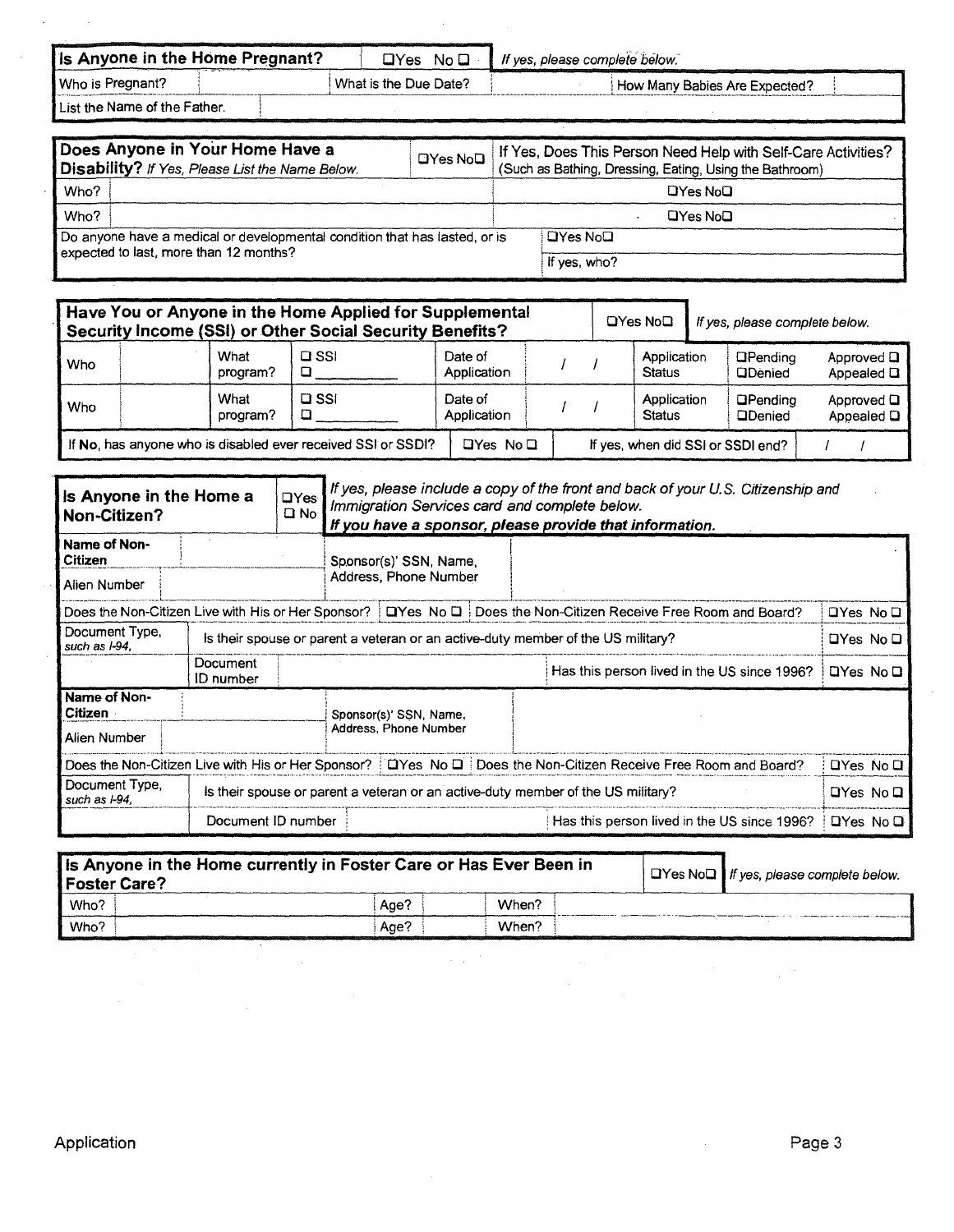| Is Anyone in the Home Pregnant? | ☐Yes No ☐ | *If yes, please complete below.* | | | |
|---|---|---|---|---|---|
| Who is Pregnant? | | What is the Due Date? | | How Many Babies Are Expected? | |
| List the Name of the Father. | | | | | |

| **Does Anyone in Your Home Have a Disability?** *If Yes, Please List the Name Below.* | ☐Yes No☐ | If Yes, Does This Person Need Help with Self-Care Activities? (Such as Bathing, Dressing, Eating, Using the Bathroom) |
|---|---|---|
| Who? | | ☐Yes No☐ |
| Who? | | ☐Yes No☐ |
| Do anyone have a medical or developmental condition that has lasted, or is expected to last, more than 12 months? | ☐Yes No☐ | If yes, who? |

| **Have You or Anyone in the Home Applied for Supplemental Security Income (SSI) or Other Social Security Benefits?** | | | | | | ☐Yes No☐ | *If yes, please complete below.* | | |
|---|---|---|---|---|---|---|---|---|---|
| Who | | What program? | ☐ SSI ☐ ______ | Date of Application | / / | Application Status | ☐Pending ☐Denied | Approved ☐ Appealed ☐ | |
| Who | | What program? | ☐ SSI ☐ ______ | Date of Application | / / | Application Status | ☐Pending ☐Denied | Approved ☐ Appealed ☐ | |
| If **No**, has anyone who is disabled ever received SSI or SSDI? | | | | ☐Yes No ☐ | | If yes, when did SSI or SSDI end? | / / | | |

| **Is Anyone in the Home a Non-Citizen?** | ☐Yes ☐ No | *If yes, please include a copy of the front and back of your U.S. Citizenship and Immigration Services card and complete below.* ***If you have a sponsor, please provide that information.*** | | |
|---|---|---|---|---|
| **Name of Non-Citizen** | | Sponsor(s)' SSN, Name, Address, Phone Number | | |
| Alien Number | | | | |
| Does the Non-Citizen Live with His or Her Sponsor? | ☐Yes No ☐ | Does the Non-Citizen Receive Free Room and Board? | | ☐Yes No ☐ |
| Document Type, *such as I-94,* | Is their spouse or parent a veteran or an active-duty member of the US military? | | | ☐Yes No ☐ |
| | Document ID number | | Has this person lived in the US since 1996? | ☐Yes No ☐ |
| **Name of Non-Citizen** | | Sponsor(s)' SSN, Name, Address, Phone Number | | |
| Alien Number | | | | |
| Does the Non-Citizen Live with His or Her Sponsor? | ☐Yes No ☐ | Does the Non-Citizen Receive Free Room and Board? | | ☐Yes No ☐ |
| Document Type, *such as I-94,* | Is their spouse or parent a veteran or an active-duty member of the US military? | | | ☐Yes No ☐ |
| | Document ID number | | Has this person lived in the US since 1996? | ☐Yes No ☐ |

| **Is Anyone in the Home currently in Foster Care or Has Ever Been in Foster Care?** | | | | ☐Yes No☐ | *If yes, please complete below.* |
|---|---|---|---|---|---|
| Who? | | Age? | | When? | |
| Who? | | Age? | | When? | |

Application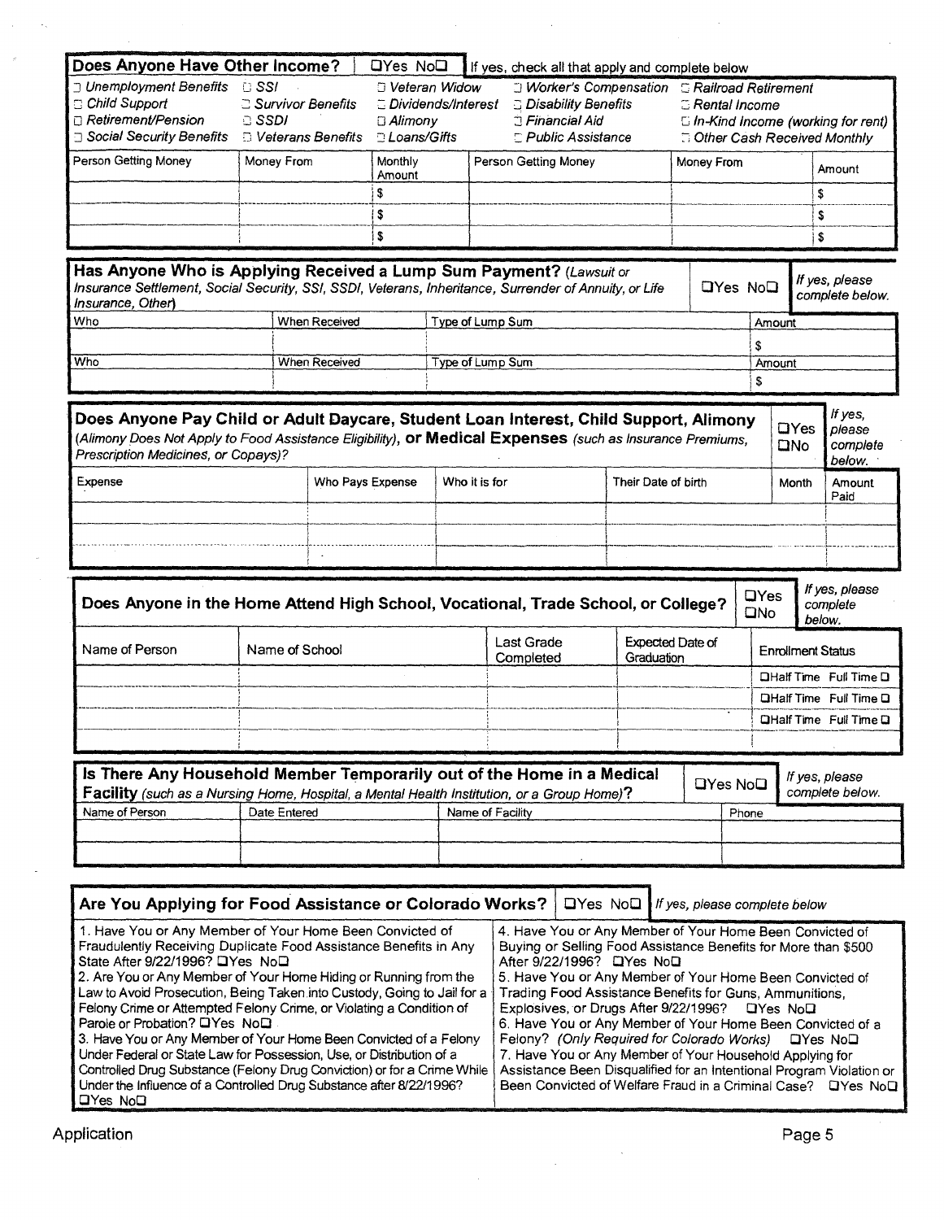## Does Anyone Have Other Income? ☐Yes No☐ If yes, check all that apply and complete below

☐ *Unemployment Benefits* ☐ *SSI* ☐ *Veteran Widow* ☐ *Worker's Compensation* ☐ *Railroad Retirement*
☐ *Child Support* ☐ *Survivor Benefits* ☐ *Dividends/Interest* ☐ *Disability Benefits* ☐ *Rental Income*
☐ *Retirement/Pension* ☐ *SSDI* ☐ *Alimony* ☐ *Financial Aid* ☐ *In-Kind Income (working for rent)*
☐ *Social Security Benefits* ☐ *Veterans Benefits* ☐ *Loans/Gifts* ☐ *Public Assistance* ☐ *Other Cash Received Monthly*

| Person Getting Money | Money From | Monthly Amount | Person Getting Money | Money From | Amount |
|---|---|---|---|---|---|
| | | $ | | | $ |
| | | $ | | | $ |
| | | $ | | | $ |

## Has Anyone Who is Applying Received a Lump Sum Payment? 

*(Lawsuit or Insurance Settlement, Social Security, SSI, SSDI, Veterans, Inheritance, Surrender of Annuity, or Life Insurance, Other)* ☐Yes No☐ *If yes, please complete below.*

| Who | When Received | Type of Lump Sum | Amount |
|---|---|---|---|
| | | | $ |
| Who | When Received | Type of Lump Sum | Amount |
| | | | $ |

## Does Anyone Pay Child or Adult Daycare, Student Loan Interest, Child Support, Alimony (*Alimony Does Not Apply to Food Assistance Eligibility*), or Medical Expenses (*such as Insurance Premiums, Prescription Medicines, or Copays*)?

☐Yes ☐No *If yes, please complete below.*

| Expense | Who Pays Expense | Who it is for | Their Date of birth | Month | Amount Paid |
|---|---|---|---|---|---|
| | | | | | |
| | | | | | |
| | | | | | |

## Does Anyone in the Home Attend High School, Vocational, Trade School, or College?

☐Yes ☐No *If yes, please complete below.*

| Name of Person | Name of School | Last Grade Completed | Expected Date of Graduation | Enrollment Status |
|---|---|---|---|---|
| | | | | ☐Half Time Full Time ☐ |
| | | | | ☐Half Time Full Time ☐ |
| | | | | ☐Half Time Full Time ☐ |
| | | | | |

## Is There Any Household Member Temporarily out of the Home in a Medical Facility (*such as a Nursing Home, Hospital, a Mental Health Institution, or a Group Home*)?

☐Yes No☐ *If yes, please complete below.*

| Name of Person | Date Entered | Name of Facility | Phone |
|---|---|---|---|
| | | | |
| | | | |

## Are You Applying for Food Assistance or Colorado Works? ☐Yes No☐ *If yes, please complete below*

1. Have You or Any Member of Your Home Been Convicted of Fraudulently Receiving Duplicate Food Assistance Benefits in Any State After 9/22/1996? ☐Yes No☐
2. Are You or Any Member of Your Home Hiding or Running from the Law to Avoid Prosecution, Being Taken into Custody, Going to Jail for a Felony Crime or Attempted Felony Crime, or Violating a Condition of Parole or Probation? ☐Yes No☐
3. Have You or Any Member of Your Home Been Convicted of a Felony Under Federal or State Law for Possession, Use, or Distribution of a Controlled Drug Substance (Felony Drug Conviction) or for a Crime While Under the Influence of a Controlled Drug Substance after 8/22/1996? ☐Yes No☐
4. Have You or Any Member of Your Home Been Convicted of Buying or Selling Food Assistance Benefits for More than $500 After 9/22/1996? ☐Yes No☐
5. Have You or Any Member of Your Home Been Convicted of Trading Food Assistance Benefits for Guns, Ammunitions, Explosives, or Drugs After 9/22/1996? ☐Yes No☐
6. Have You or Any Member of Your Home Been Convicted of a Felony? *(Only Required for Colorado Works)* ☐Yes No☐
7. Have You or Any Member of Your Household Applying for Assistance Been Disqualified for an Intentional Program Violation or Been Convicted of Welfare Fraud in a Criminal Case? ☐Yes No☐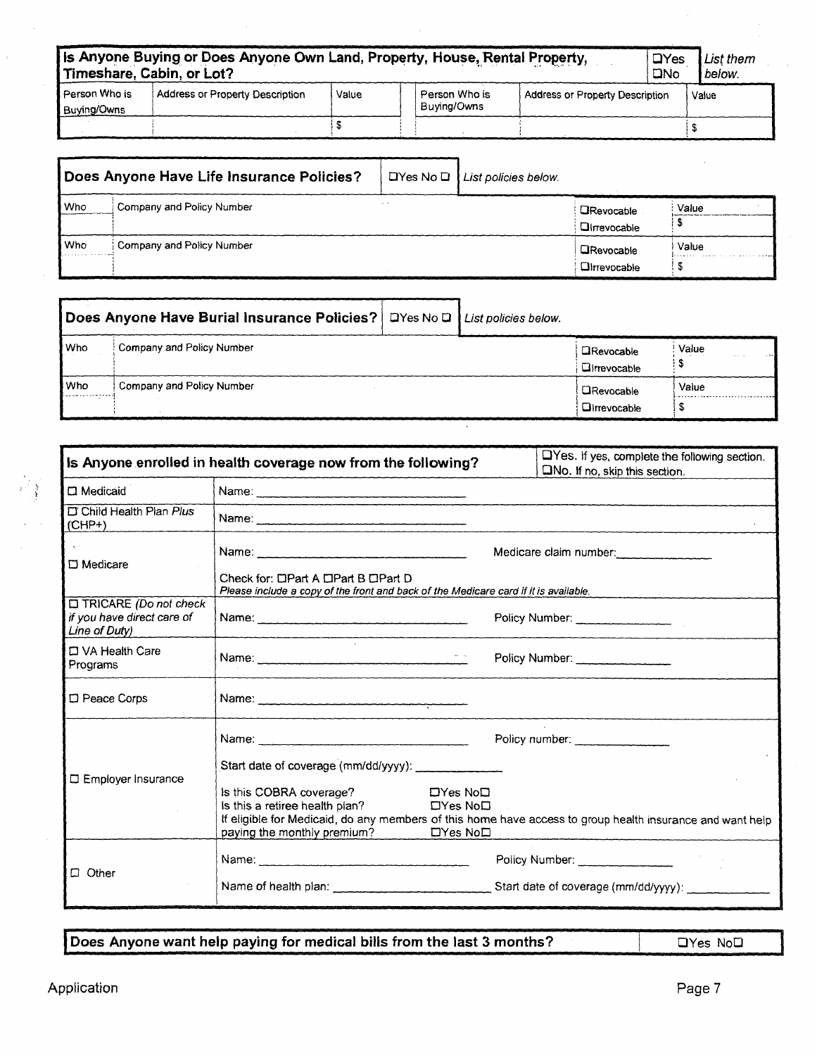| **Is Anyone Buying or Does Anyone Own Land, Property, House, Rental Property, Timeshare, Cabin, or Lot?** | | | | | ☐Yes ☐No | *List them below.* |
|---|---|---|---|---|---|---|
| Person Who is Buying/Owns | Address or Property Description | Value | Person Who is Buying/Owns | Address or Property Description | Value | |
| | | $ | | | $ | |

| **Does Anyone Have Life Insurance Policies?** | ☐Yes No ☐ | *List policies below.* | |
|---|---|---|---|
| Who | Company and Policy Number | ☐Revocable ☐Irrevocable | Value $ |
| Who | Company and Policy Number | ☐Revocable ☐Irrevocable | Value $ |

| **Does Anyone Have Burial Insurance Policies?** | ☐Yes No ☐ | *List policies below.* | |
|---|---|---|---|
| Who | Company and Policy Number | ☐Revocable ☐Irrevocable | Value $ |
| Who | Company and Policy Number | ☐Revocable ☐Irrevocable | Value $ |

| **Is Anyone enrolled in health coverage now from the following?** | ☐Yes. If yes, complete the following section. ☐No. If no, skip this section. |
|---|---|
| ☐ Medicaid | Name: ____________________ |
| ☐ Child Health Plan *Plus* (CHP+) | Name: ____________________ |
| ☐ Medicare | Name: ____________________ Medicare claim number: __________<br>Check for: ☐Part A ☐Part B ☐Part D<br>*Please include a copy of the front and back of the Medicare card if it is available.* |
| ☐ TRICARE *(Do not check if you have direct care of Line of Duty)* | Name: ____________________ Policy Number: __________ |
| ☐ VA Health Care Programs | Name: ____________________ Policy Number: __________ |
| ☐ Peace Corps | Name: ____________________ |
| ☐ Employer Insurance | Name: ____________________ Policy number: __________<br>Start date of coverage (mm/dd/yyyy): __________<br>Is this COBRA coverage? ☐Yes No☐<br>Is this a retiree health plan? ☐Yes No☐<br>If eligible for Medicaid, do any members of this home have access to group health insurance and want help paying the monthly premium? ☐Yes No☐ |
| ☐ Other | Name: ____________________ Policy Number: __________<br>Name of health plan: ____________________ Start date of coverage (mm/dd/yyyy): __________ |

| **Does Anyone want help paying for medical bills from the last 3 months?** | ☐Yes No☐ |
|---|---|

Application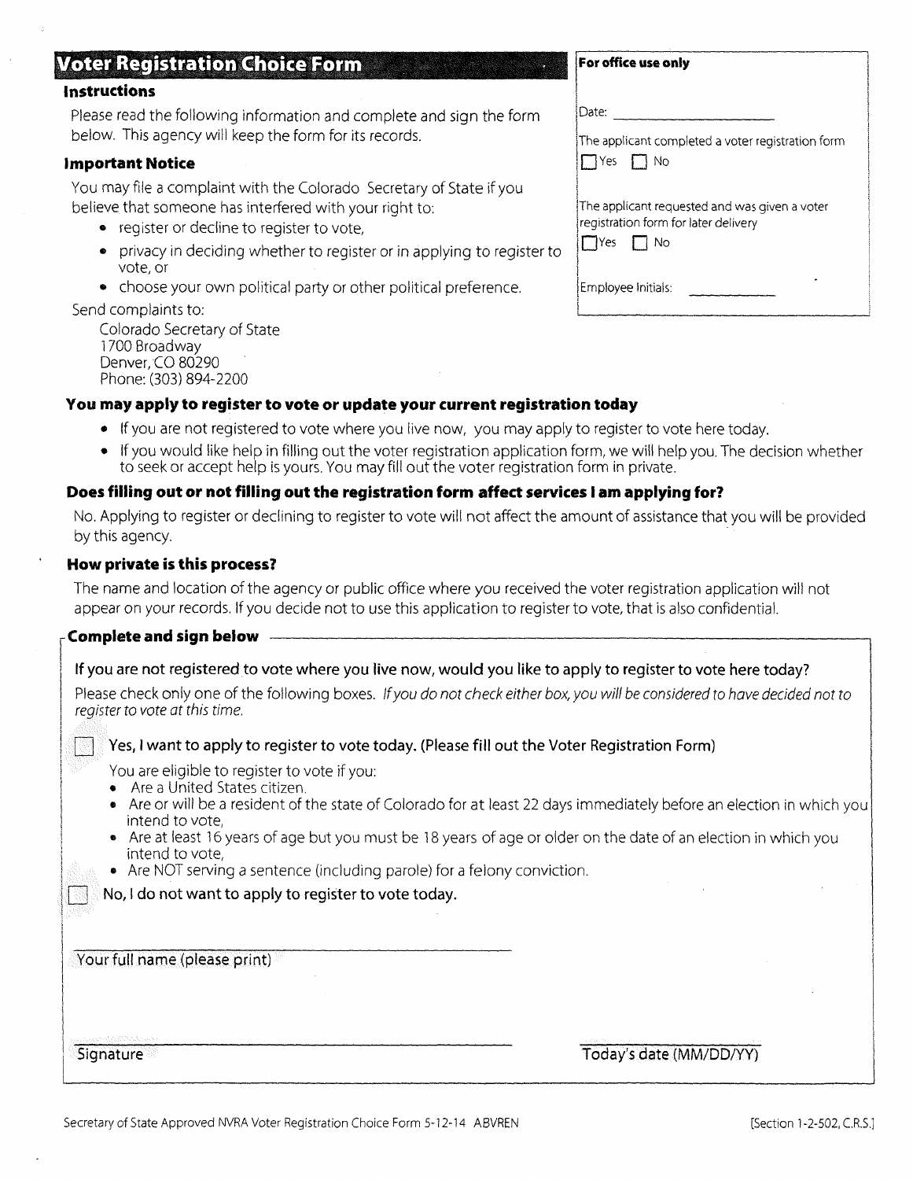## Voter Registration Choice Form

**For office use only**

Date: ______________

The applicant completed a voter registration form

☐ Yes ☐ No

The applicant requested and was given a voter registration form for later delivery

☐ Yes ☐ No

Employee Initials: ______________

### Instructions

Please read the following information and complete and sign the form below. This agency will keep the form for its records.

### Important Notice

You may file a complaint with the Colorado Secretary of State if you believe that someone has interfered with your right to:

- register or decline to register to vote,
- privacy in deciding whether to register or in applying to register to vote, or
- choose your own political party or other political preference.

Send complaints to:

Colorado Secretary of State
1700 Broadway
Denver, CO 80290
Phone: (303) 894-2200

### You may apply to register to vote or update your current registration today

- If you are not registered to vote where you live now, you may apply to register to vote here today.
- If you would like help in filling out the voter registration application form, we will help you. The decision whether to seek or accept help is yours. You may fill out the voter registration form in private.

### Does filling out or not filling out the registration form affect services I am applying for?

No. Applying to register or declining to register to vote will not affect the amount of assistance that you will be provided by this agency.

### How private is this process?

The name and location of the agency or public office where you received the voter registration application will not appear on your records. If you decide not to use this application to register to vote, that is also confidential.

### Complete and sign below

**If you are not registered to vote where you live now, would you like to apply to register to vote here today?**

Please check only one of the following boxes. *If you do not check either box, you will be considered to have decided not to register to vote at this time.*

☐ **Yes, I want to apply to register to vote today. (Please fill out the Voter Registration Form)**

You are eligible to register to vote if you:

- Are a United States citizen,
- Are or will be a resident of the state of Colorado for at least 22 days immediately before an election in which you intend to vote,
- Are at least 16 years of age but you must be 18 years of age or older on the date of an election in which you intend to vote,
- Are NOT serving a sentence (including parole) for a felony conviction.

☐ **No, I do not want to apply to register to vote today.**

______________________________
Your full name (please print)

______________________________ ______________________________
Signature Today's date (MM/DD/YY)

Secretary of State Approved NVRA Voter Registration Choice Form 5-12-14 ABVREN [Section 1-2-502, C.R.S.]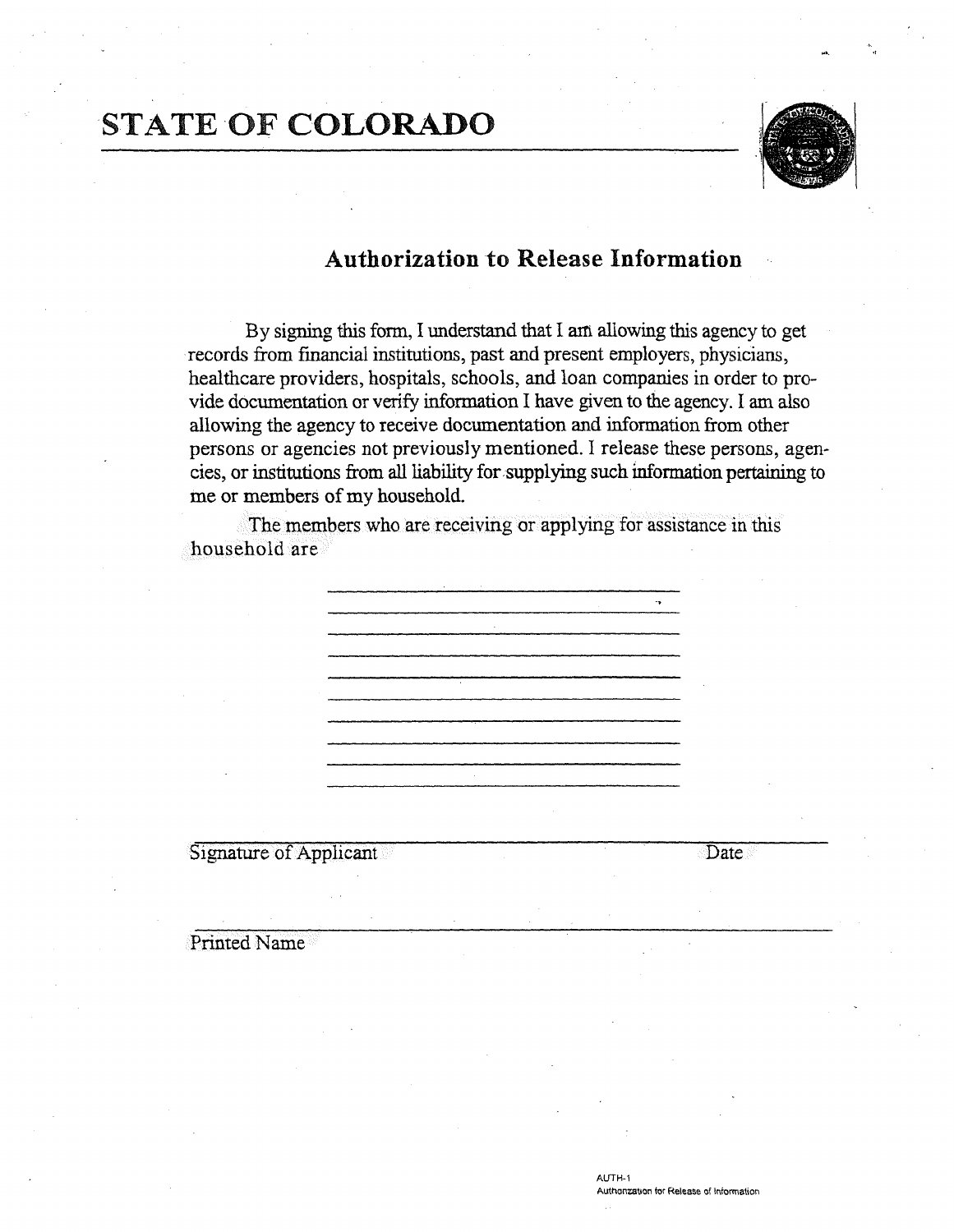# STATE OF COLORADO

## Authorization to Release Information

By signing this form, I understand that I am allowing this agency to get records from financial institutions, past and present employers, physicians, healthcare providers, hospitals, schools, and loan companies in order to provide documentation or verify information I have given to the agency. I am also allowing the agency to receive documentation and information from other persons or agencies not previously mentioned. I release these persons, agencies, or institutions from all liability for supplying such information pertaining to me or members of my household.

The members who are receiving or applying for assistance in this household are

\_\_\_\_\_\_\_\_\_\_\_\_\_\_\_\_\_\_\_\_\_\_\_\_\_\_\_\_\_\_\_\_\_\_\_\_\_\_\_\_

\_\_\_\_\_\_\_\_\_\_\_\_\_\_\_\_\_\_\_\_\_\_\_\_\_\_\_\_\_\_\_\_\_\_\_\_\_\_\_\_

\_\_\_\_\_\_\_\_\_\_\_\_\_\_\_\_\_\_\_\_\_\_\_\_\_\_\_\_\_\_\_\_\_\_\_\_\_\_\_\_

\_\_\_\_\_\_\_\_\_\_\_\_\_\_\_\_\_\_\_\_\_\_\_\_\_\_\_\_\_\_\_\_\_\_\_\_\_\_\_\_

\_\_\_\_\_\_\_\_\_\_\_\_\_\_\_\_\_\_\_\_\_\_\_\_\_\_\_\_\_\_\_\_\_\_\_\_\_\_\_\_

\_\_\_\_\_\_\_\_\_\_\_\_\_\_\_\_\_\_\_\_\_\_\_\_\_\_\_\_\_\_\_\_\_\_\_\_\_\_\_\_

\_\_\_\_\_\_\_\_\_\_\_\_\_\_\_\_\_\_\_\_\_\_\_\_\_\_\_\_\_\_\_\_\_\_\_\_\_\_\_\_

\_\_\_\_\_\_\_\_\_\_\_\_\_\_\_\_\_\_\_\_\_\_\_\_\_\_\_\_\_\_\_\_\_\_\_\_\_\_\_\_

\_\_\_\_\_\_\_\_\_\_\_\_\_\_\_\_\_\_\_\_\_\_\_\_\_\_\_\_\_\_\_\_\_\_\_\_\_\_\_\_

\_\_\_\_\_\_\_\_\_\_\_\_\_\_\_\_\_\_\_\_\_\_\_\_\_\_\_\_\_\_\_\_\_\_\_\_\_\_\_\_

\_\_\_\_\_\_\_\_\_\_\_\_\_\_\_\_\_\_\_\_\_\_\_\_\_\_\_\_\_\_\_\_\_\_\_\_\_\_\_\_\_\_\_\_\_\_\_\_\_\_\_\_\_\_\_\_\_\_\_\_\_\_\_\_\_\_

Signature of Applicant                                                                 Date

\_\_\_\_\_\_\_\_\_\_\_\_\_\_\_\_\_\_\_\_\_\_\_\_\_\_\_\_\_\_\_\_\_\_\_\_\_\_\_\_\_\_\_\_\_\_\_\_\_\_\_\_\_\_\_\_\_\_\_\_\_\_\_\_\_\_

Printed Name

AUTH-1
Authorization for Release of Information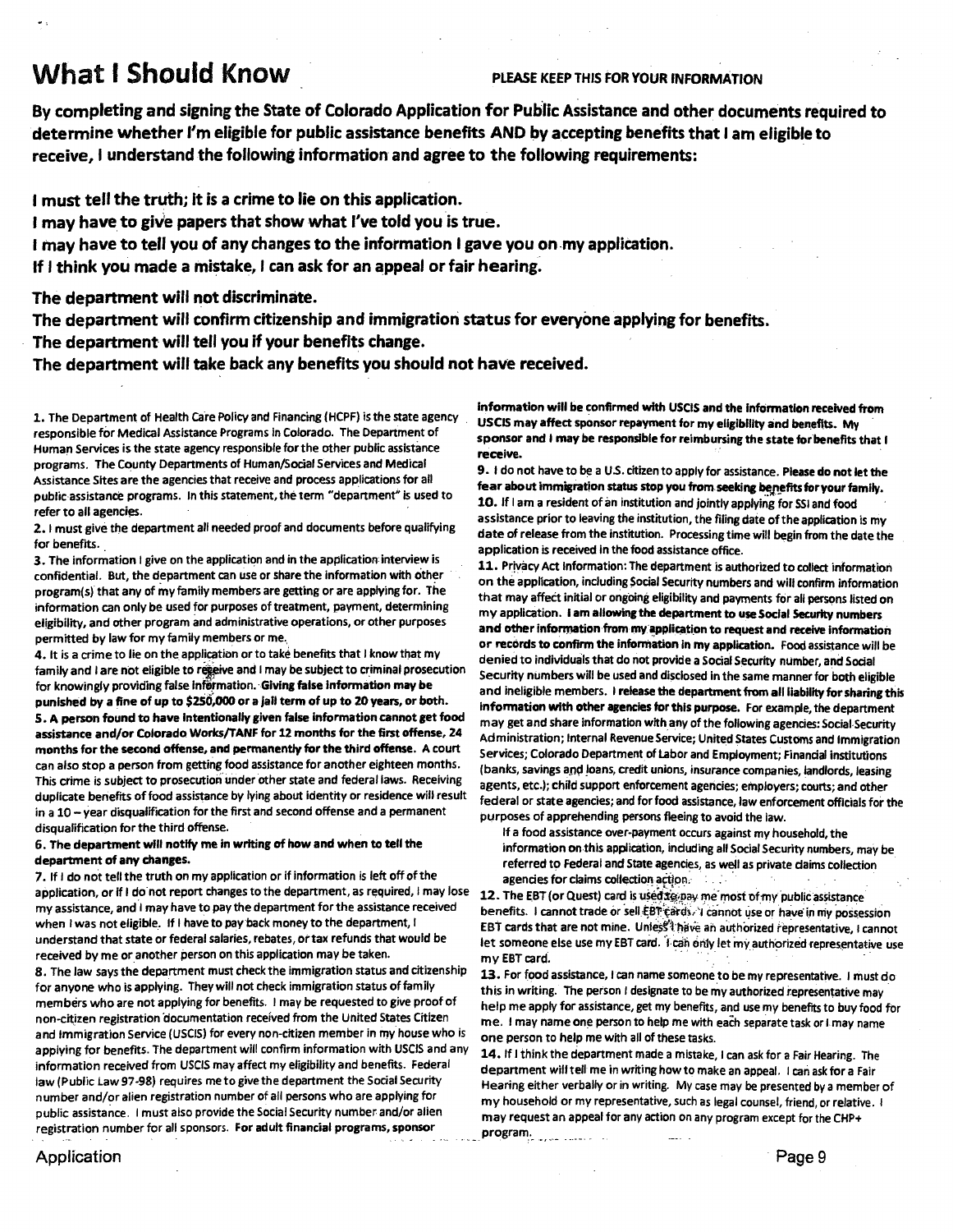# What I Should Know

**PLEASE KEEP THIS FOR YOUR INFORMATION**

**By completing and signing the State of Colorado Application for Public Assistance and other documents required to determine whether I'm eligible for public assistance benefits AND by accepting benefits that I am eligible to receive, I understand the following information and agree to the following requirements:**

**I must tell the truth; it is a crime to lie on this application.**
**I may have to give papers that show what I've told you is true.**
**I may have to tell you of any changes to the information I gave you on my application.**
**If I think you made a mistake, I can ask for an appeal or fair hearing.**

**The department will not discriminate.**
**The department will confirm citizenship and immigration status for everyone applying for benefits.**
**The department will tell you if your benefits change.**
**The department will take back any benefits you should not have received.**

1. The Department of Health Care Policy and Financing (HCPF) is the state agency responsible for Medical Assistance Programs in Colorado. The Department of Human Services is the state agency responsible for the other public assistance programs. The County Departments of Human/Social Services and Medical Assistance Sites are the agencies that receive and process applications for all public assistance programs. In this statement, the term "department" is used to refer to all agencies.

2. I must give the department all needed proof and documents before qualifying for benefits.

3. The information I give on the application and in the application interview is confidential. But, the department can use or share the information with other program(s) that any of my family members are getting or are applying for. The information can only be used for purposes of treatment, payment, determining eligibility, and other program and administrative operations, or other purposes permitted by law for my family members or me.

4. It is a crime to lie on the application or to take benefits that I know that my family and I are not eligible to receive and I may be subject to criminal prosecution for knowingly providing false information. **Giving false information may be punished by a fine of up to $250,000 or a jail term of up to 20 years, or both.**

5. **A person found to have intentionally given false information cannot get food assistance and/or Colorado Works/TANF for 12 months for the first offense, 24 months for the second offense, and permanently for the third offense.** A court can also stop a person from getting food assistance for another eighteen months. This crime is subject to prosecution under other state and federal laws. Receiving duplicate benefits of food assistance by lying about identity or residence will result in a 10 – year disqualification for the first and second offense and a permanent disqualification for the third offense.

6. **The department will notify me in writing of how and when to tell the department of any changes.**

7. If I do not tell the truth on my application or if information is left off of the application, or if I do not report changes to the department, as required, I may lose my assistance, and I may have to pay the department for the assistance received when I was not eligible. If I have to pay back money to the department, I understand that state or federal salaries, rebates, or tax refunds that would be received by me or another person on this application may be taken.

8. The law says the department must check the immigration status and citizenship for anyone who is applying. They will not check immigration status of family members who are not applying for benefits. I may be requested to give proof of non-citizen registration documentation received from the United States Citizen and Immigration Service (USCIS) for every non-citizen member in my house who is applying for benefits. The department will confirm information with USCIS and any information received from USCIS may affect my eligibility and benefits. Federal law (Public Law 97-98) requires me to give the department the Social Security number and/or alien registration number of all persons who are applying for public assistance. I must also provide the Social Security number and/or alien registration number for all sponsors. **For adult financial programs, sponsor information will be confirmed with USCIS and the information received from USCIS may affect sponsor repayment for my eligibility and benefits. My sponsor and I may be responsible for reimbursing the state for benefits that I receive.**

9. I do not have to be a U.S. citizen to apply for assistance. **Please do not let the fear about immigration status stop you from seeking benefits for your family.**

10. If I am a resident of an institution and jointly applying for SSI and food assistance prior to leaving the institution, the filing date of the application is my date of release from the institution. Processing time will begin from the date the application is received in the food assistance office.

11. Privacy Act Information: The department is authorized to collect information on the application, including Social Security numbers and will confirm information that may affect initial or ongoing eligibility and payments for all persons listed on my application. **I am allowing the department to use Social Security numbers and other information from my application to request and receive information or records to confirm the information in my application.** Food assistance will be denied to individuals that do not provide a Social Security number, and Social Security numbers will be used and disclosed in the same manner for both eligible and ineligible members. **I release the department from all liability for sharing this information with other agencies for this purpose.** For example, the department may get and share information with any of the following agencies: Social Security Administration; Internal Revenue Service; United States Customs and Immigration Services; Colorado Department of Labor and Employment; Financial institutions (banks, savings and loans, credit unions, insurance companies, landlords, leasing agents, etc.); child support enforcement agencies; employers; courts; and other federal or state agencies; and for food assistance, law enforcement officials for the purposes of apprehending persons fleeing to avoid the law.

   If a food assistance over-payment occurs against my household, the information on this application, including all Social Security numbers, may be referred to Federal and State agencies, as well as private claims collection agencies for claims collection action.

12. The EBT (or Quest) card is used to pay me most of my public assistance benefits. I cannot trade or sell EBT cards. I cannot use or have in my possession EBT cards that are not mine. Unless I have an authorized representative, I cannot let someone else use my EBT card. I can only let my authorized representative use my EBT card.

13. For food assistance, I can name someone to be my representative. I must do this in writing. The person I designate to be my authorized representative may help me apply for assistance, get my benefits, and use my benefits to buy food for me. I may name one person to help me with each separate task or I may name one person to help me with all of these tasks.

14. If I think the department made a mistake, I can ask for a Fair Hearing. The department will tell me in writing how to make an appeal. I can ask for a Fair Hearing either verbally or in writing. My case may be presented by a member of my household or my representative, such as legal counsel, friend, or relative. I may request an appeal for any action on any program except for the CHP+ program.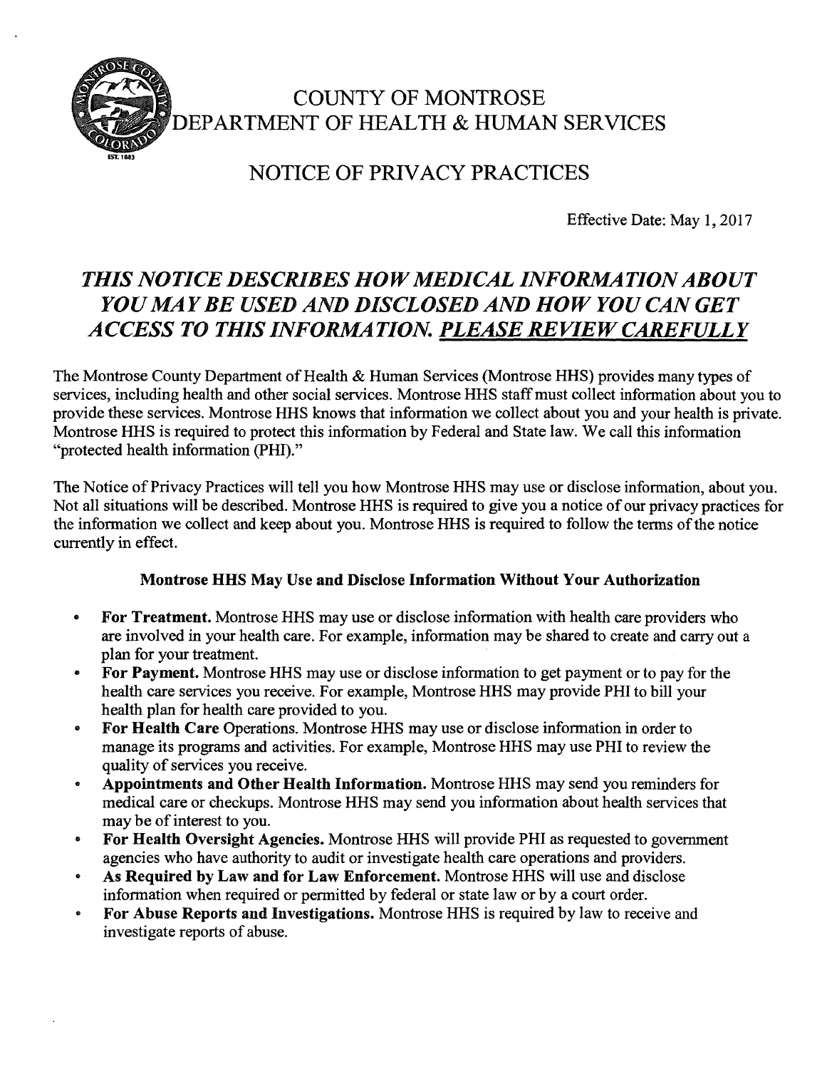# COUNTY OF MONTROSE
# DEPARTMENT OF HEALTH & HUMAN SERVICES

## NOTICE OF PRIVACY PRACTICES

Effective Date: May 1, 2017

## *THIS NOTICE DESCRIBES HOW MEDICAL INFORMATION ABOUT YOU MAY BE USED AND DISCLOSED AND HOW YOU CAN GET ACCESS TO THIS INFORMATION. <u>PLEASE REVIEW CAREFULLY</u>*

The Montrose County Department of Health & Human Services (Montrose HHS) provides many types of services, including health and other social services. Montrose HHS staff must collect information about you to provide these services. Montrose HHS knows that information we collect about you and your health is private. Montrose HHS is required to protect this information by Federal and State law. We call this information "protected health information (PHI)."

The Notice of Privacy Practices will tell you how Montrose HHS may use or disclose information, about you. Not all situations will be described. Montrose HHS is required to give you a notice of our privacy practices for the information we collect and keep about you. Montrose HHS is required to follow the terms of the notice currently in effect.

### Montrose HHS May Use and Disclose Information Without Your Authorization

- **For Treatment.** Montrose HHS may use or disclose information with health care providers who are involved in your health care. For example, information may be shared to create and carry out a plan for your treatment.
- **For Payment.** Montrose HHS may use or disclose information to get payment or to pay for the health care services you receive. For example, Montrose HHS may provide PHI to bill your health plan for health care provided to you.
- **For Health Care** Operations. Montrose HHS may use or disclose information in order to manage its programs and activities. For example, Montrose HHS may use PHI to review the quality of services you receive.
- **Appointments and Other Health Information.** Montrose HHS may send you reminders for medical care or checkups. Montrose HHS may send you information about health services that may be of interest to you.
- **For Health Oversight Agencies.** Montrose HHS will provide PHI as requested to government agencies who have authority to audit or investigate health care operations and providers.
- **As Required by Law and for Law Enforcement.** Montrose HHS will use and disclose information when required or permitted by federal or state law or by a court order.
- **For Abuse Reports and Investigations.** Montrose HHS is required by law to receive and investigate reports of abuse.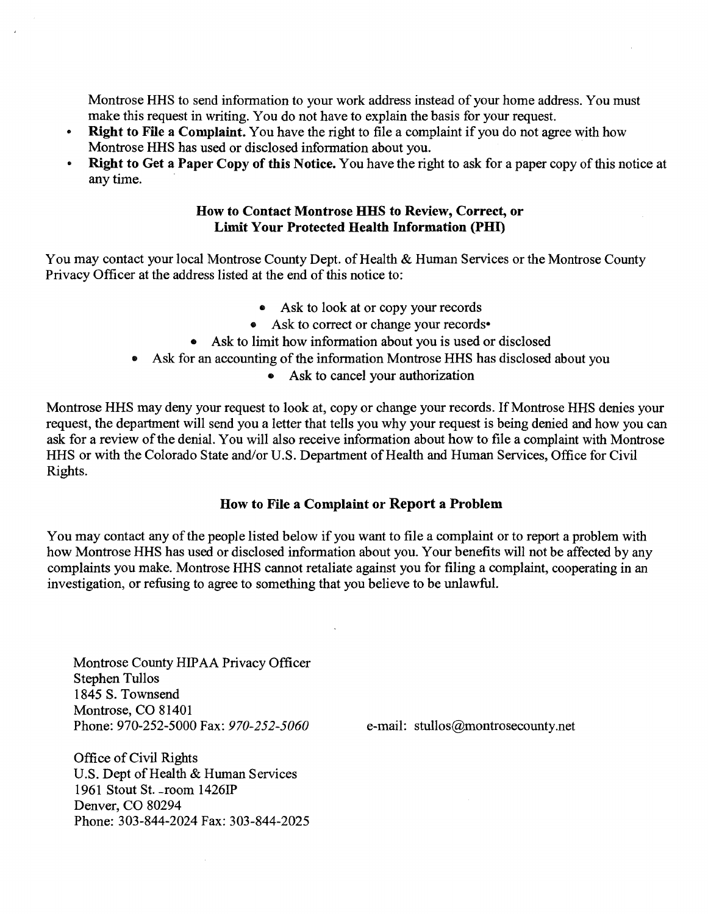Montrose HHS to send information to your work address instead of your home address. You must make this request in writing. You do not have to explain the basis for your request.

- **Right to File a Complaint.** You have the right to file a complaint if you do not agree with how Montrose HHS has used or disclosed information about you.
- **Right to Get a Paper Copy of this Notice.** You have the right to ask for a paper copy of this notice at any time.

### How to Contact Montrose HHS to Review, Correct, or Limit Your Protected Health Information (PHI)

You may contact your local Montrose County Dept. of Health & Human Services or the Montrose County Privacy Officer at the address listed at the end of this notice to:

- Ask to look at or copy your records
- Ask to correct or change your records•
- Ask to limit how information about you is used or disclosed
- Ask for an accounting of the information Montrose HHS has disclosed about you
- Ask to cancel your authorization

Montrose HHS may deny your request to look at, copy or change your records. If Montrose HHS denies your request, the department will send you a letter that tells you why your request is being denied and how you can ask for a review of the denial. You will also receive information about how to file a complaint with Montrose HHS or with the Colorado State and/or U.S. Department of Health and Human Services, Office for Civil Rights.

### How to File a Complaint or Report a Problem

You may contact any of the people listed below if you want to file a complaint or to report a problem with how Montrose HHS has used or disclosed information about you. Your benefits will not be affected by any complaints you make. Montrose HHS cannot retaliate against you for filing a complaint, cooperating in an investigation, or refusing to agree to something that you believe to be unlawful.

Montrose County HIPAA Privacy Officer
Stephen Tullos
1845 S. Townsend
Montrose, CO 81401
Phone: 970-252-5000 Fax: *970-252-5060* e-mail: stullos@montrosecounty.net

Office of Civil Rights
U.S. Dept of Health & Human Services
1961 Stout St. -room 1426IP
Denver, CO 80294
Phone: 303-844-2024 Fax: 303-844-2025